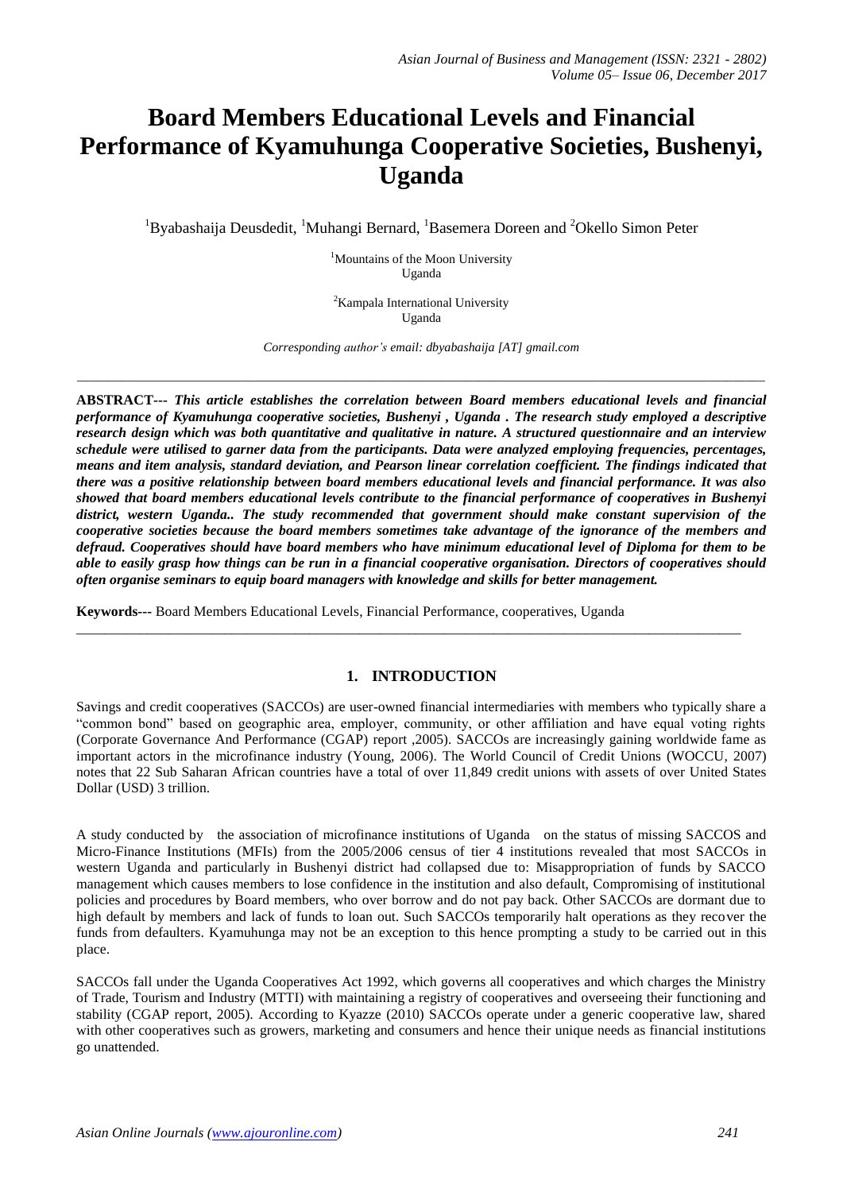# Board Members Educational Levels and Financial Performance of Kyamuhunga Cooperative Societies, Bushenyi, Uganda

[1]Byabashaija Deusdedit, [1]Muhangi Bernard, [1]Basemera Doreen and [2]Okello Simon Peter

[1]Mountains of the Moon University
Uganda

[2]Kampala International University
Uganda

*Corresponding author's email: dbyabashaija [AT] gmail.com*

---

**ABSTRACT---** ***This article establishes the correlation between Board members educational levels and financial performance of Kyamuhunga cooperative societies, Bushenyi , Uganda . The research study employed a descriptive research design which was both quantitative and qualitative in nature. A structured questionnaire and an interview schedule were utilised to garner data from the participants. Data were analyzed employing frequencies, percentages, means and item analysis, standard deviation, and Pearson linear correlation coefficient. The findings indicated that there was a positive relationship between board members educational levels and financial performance. It was also showed that board members educational levels contribute to the financial performance of cooperatives in Bushenyi district, western Uganda.. The study recommended that government should make constant supervision of the cooperative societies because the board members sometimes take advantage of the ignorance of the members and defraud. Cooperatives should have board members who have minimum educational level of Diploma for them to be able to easily grasp how things can be run in a financial cooperative organisation. Directors of cooperatives should often organise seminars to equip board managers with knowledge and skills for better management.***

**Keywords---** Board Members Educational Levels, Financial Performance, cooperatives, Uganda

---

## 1. INTRODUCTION

Savings and credit cooperatives (SACCOs) are user-owned financial intermediaries with members who typically share a "common bond" based on geographic area, employer, community, or other affiliation and have equal voting rights (Corporate Governance And Performance (CGAP) report ,2005). SACCOs are increasingly gaining worldwide fame as important actors in the microfinance industry (Young, 2006). The World Council of Credit Unions (WOCCU, 2007) notes that 22 Sub Saharan African countries have a total of over 11,849 credit unions with assets of over United States Dollar (USD) 3 trillion.

A study conducted by the association of microfinance institutions of Uganda on the status of missing SACCOS and Micro-Finance Institutions (MFIs) from the 2005/2006 census of tier 4 institutions revealed that most SACCOs in western Uganda and particularly in Bushenyi district had collapsed due to: Misappropriation of funds by SACCO management which causes members to lose confidence in the institution and also default, Compromising of institutional policies and procedures by Board members, who over borrow and do not pay back. Other SACCOs are dormant due to high default by members and lack of funds to loan out. Such SACCOs temporarily halt operations as they recover the funds from defaulters. Kyamuhunga may not be an exception to this hence prompting a study to be carried out in this place.

SACCOs fall under the Uganda Cooperatives Act 1992, which governs all cooperatives and which charges the Ministry of Trade, Tourism and Industry (MTTI) with maintaining a registry of cooperatives and overseeing their functioning and stability (CGAP report, 2005). According to Kyazze (2010) SACCOs operate under a generic cooperative law, shared with other cooperatives such as growers, marketing and consumers and hence their unique needs as financial institutions go unattended.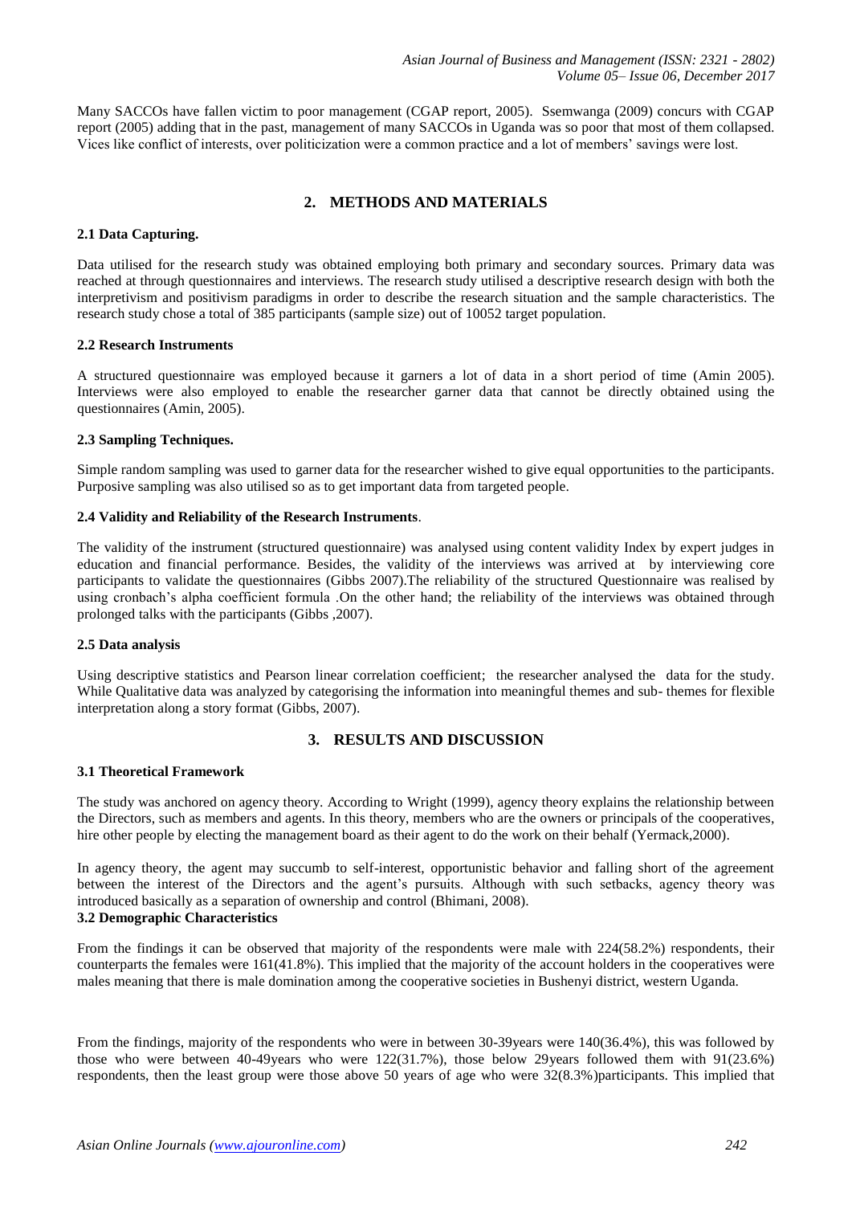Many SACCOs have fallen victim to poor management (CGAP report, 2005). Ssemwanga (2009) concurs with CGAP report (2005) adding that in the past, management of many SACCOs in Uganda was so poor that most of them collapsed. Vices like conflict of interests, over politicization were a common practice and a lot of members' savings were lost.

## 2. METHODS AND MATERIALS

### 2.1 Data Capturing.

Data utilised for the research study was obtained employing both primary and secondary sources. Primary data was reached at through questionnaires and interviews. The research study utilised a descriptive research design with both the interpretivism and positivism paradigms in order to describe the research situation and the sample characteristics. The research study chose a total of 385 participants (sample size) out of 10052 target population.

### 2.2 Research Instruments

A structured questionnaire was employed because it garners a lot of data in a short period of time (Amin 2005). Interviews were also employed to enable the researcher garner data that cannot be directly obtained using the questionnaires (Amin, 2005).

### 2.3 Sampling Techniques.

Simple random sampling was used to garner data for the researcher wished to give equal opportunities to the participants. Purposive sampling was also utilised so as to get important data from targeted people.

### 2.4 Validity and Reliability of the Research Instruments.

The validity of the instrument (structured questionnaire) was analysed using content validity Index by expert judges in education and financial performance. Besides, the validity of the interviews was arrived at by interviewing core participants to validate the questionnaires (Gibbs 2007).The reliability of the structured Questionnaire was realised by using cronbach's alpha coefficient formula .On the other hand; the reliability of the interviews was obtained through prolonged talks with the participants (Gibbs ,2007).

### 2.5 Data analysis

Using descriptive statistics and Pearson linear correlation coefficient; the researcher analysed the data for the study. While Qualitative data was analyzed by categorising the information into meaningful themes and sub- themes for flexible interpretation along a story format (Gibbs, 2007).

## 3. RESULTS AND DISCUSSION

### 3.1 Theoretical Framework

The study was anchored on agency theory. According to Wright (1999), agency theory explains the relationship between the Directors, such as members and agents. In this theory, members who are the owners or principals of the cooperatives, hire other people by electing the management board as their agent to do the work on their behalf (Yermack,2000).

In agency theory, the agent may succumb to self-interest, opportunistic behavior and falling short of the agreement between the interest of the Directors and the agent's pursuits. Although with such setbacks, agency theory was introduced basically as a separation of ownership and control (Bhimani, 2008).

### 3.2 Demographic Characteristics

From the findings it can be observed that majority of the respondents were male with 224(58.2%) respondents, their counterparts the females were 161(41.8%). This implied that the majority of the account holders in the cooperatives were males meaning that there is male domination among the cooperative societies in Bushenyi district, western Uganda.

From the findings, majority of the respondents who were in between 30-39years were 140(36.4%), this was followed by those who were between 40-49years who were 122(31.7%), those below 29years followed them with 91(23.6%) respondents, then the least group were those above 50 years of age who were 32(8.3%)participants. This implied that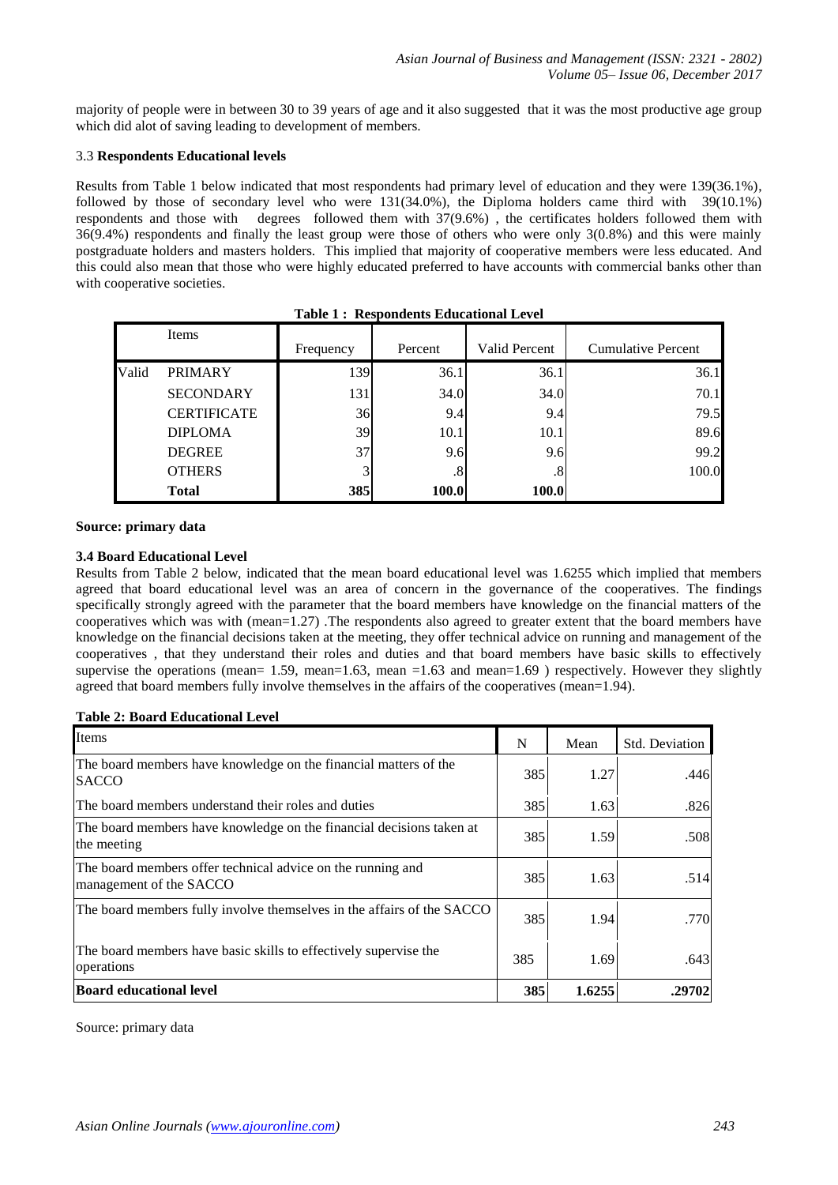majority of people were in between 30 to 39 years of age and it also suggested that it was the most productive age group which did alot of saving leading to development of members.

### 3.3 Respondents Educational levels

Results from Table 1 below indicated that most respondents had primary level of education and they were 139(36.1%), followed by those of secondary level who were 131(34.0%), the Diploma holders came third with 39(10.1%) respondents and those with degrees followed them with 37(9.6%) , the certificates holders followed them with 36(9.4%) respondents and finally the least group were those of others who were only 3(0.8%) and this were mainly postgraduate holders and masters holders. This implied that majority of cooperative members were less educated. And this could also mean that those who were highly educated preferred to have accounts with commercial banks other than with cooperative societies.

**Table 1 : Respondents Educational Level**

| | Items | Frequency | Percent | Valid Percent | Cumulative Percent |
|---|---|---|---|---|---|
| Valid | PRIMARY | 139 | 36.1 | 36.1 | 36.1 |
| | SECONDARY | 131 | 34.0 | 34.0 | 70.1 |
| | CERTIFICATE | 36 | 9.4 | 9.4 | 79.5 |
| | DIPLOMA | 39 | 10.1 | 10.1 | 89.6 |
| | DEGREE | 37 | 9.6 | 9.6 | 99.2 |
| | OTHERS | 3 | .8 | .8 | 100.0 |
| | **Total** | **385** | **100.0** | **100.0** | |

**Source: primary data**

### 3.4 Board Educational Level

Results from Table 2 below, indicated that the mean board educational level was 1.6255 which implied that members agreed that board educational level was an area of concern in the governance of the cooperatives. The findings specifically strongly agreed with the parameter that the board members have knowledge on the financial matters of the cooperatives which was with (mean=1.27) .The respondents also agreed to greater extent that the board members have knowledge on the financial decisions taken at the meeting, they offer technical advice on running and management of the cooperatives , that they understand their roles and duties and that board members have basic skills to effectively supervise the operations (mean= 1.59, mean=1.63, mean =1.63 and mean=1.69 ) respectively. However they slightly agreed that board members fully involve themselves in the affairs of the cooperatives (mean=1.94).

**Table 2: Board Educational Level**

| Items | N | Mean | Std. Deviation |
|---|---|---|---|
| The board members have knowledge on the financial matters of the SACCO | 385 | 1.27 | .446 |
| The board members understand their roles and duties | 385 | 1.63 | .826 |
| The board members have knowledge on the financial decisions taken at the meeting | 385 | 1.59 | .508 |
| The board members offer technical advice on the running and management of the SACCO | 385 | 1.63 | .514 |
| The board members fully involve themselves in the affairs of the SACCO | 385 | 1.94 | .770 |
| The board members have basic skills to effectively supervise the operations | 385 | 1.69 | .643 |
| **Board educational level** | **385** | **1.6255** | **.29702** |

Source: primary data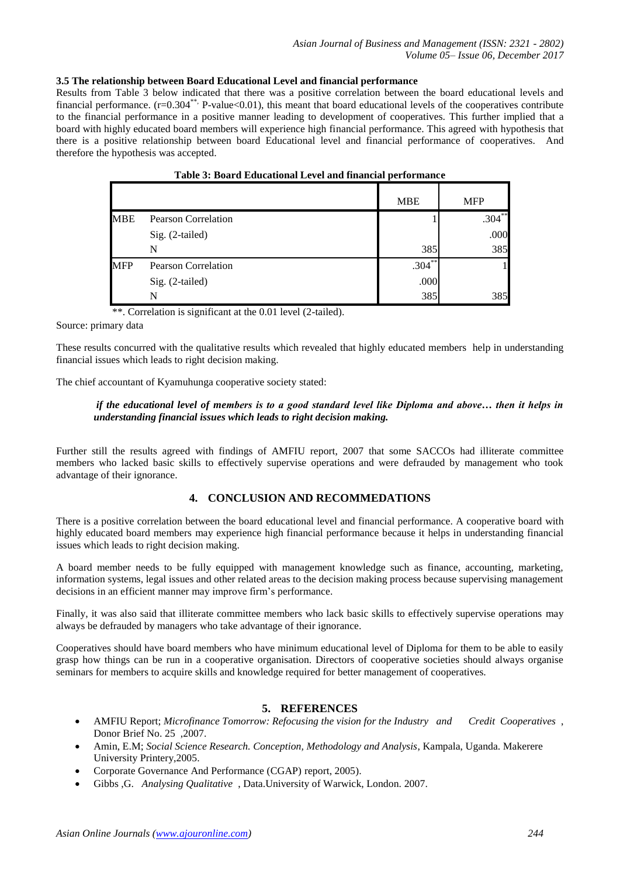### 3.5 The relationship between Board Educational Level and financial performance

Results from Table 3 below indicated that there was a positive correlation between the board educational levels and financial performance. ($r=0.304^{**}$, P-value<0.01), this meant that board educational levels of the cooperatives contribute to the financial performance in a positive manner leading to development of cooperatives. This further implied that a board with highly educated board members will experience high financial performance. This agreed with hypothesis that there is a positive relationship between board Educational level and financial performance of cooperatives. And therefore the hypothesis was accepted.

**Table 3: Board Educational Level and financial performance**

| | | MBE | MFP |
|---|---|---|---|
| MBE | Pearson Correlation | 1 | .304** |
| | Sig. (2-tailed) | | .000 |
| | N | 385 | 385 |
| MFP | Pearson Correlation | .304** | 1 |
| | Sig. (2-tailed) | .000 | |
| | N | 385 | 385 |

**. Correlation is significant at the 0.01 level (2-tailed).

Source: primary data

These results concurred with the qualitative results which revealed that highly educated members help in understanding financial issues which leads to right decision making.

The chief accountant of Kyamuhunga cooperative society stated:

> ***if the educational level of members is to a good standard level like Diploma and above… then it helps in understanding financial issues which leads to right decision making.***

Further still the results agreed with findings of AMFIU report, 2007 that some SACCOs had illiterate committee members who lacked basic skills to effectively supervise operations and were defrauded by management who took advantage of their ignorance.

## 4. CONCLUSION AND RECOMMEDATIONS

There is a positive correlation between the board educational level and financial performance. A cooperative board with highly educated board members may experience high financial performance because it helps in understanding financial issues which leads to right decision making.

A board member needs to be fully equipped with management knowledge such as finance, accounting, marketing, information systems, legal issues and other related areas to the decision making process because supervising management decisions in an efficient manner may improve firm's performance.

Finally, it was also said that illiterate committee members who lack basic skills to effectively supervise operations may always be defrauded by managers who take advantage of their ignorance.

Cooperatives should have board members who have minimum educational level of Diploma for them to be able to easily grasp how things can be run in a cooperative organisation. Directors of cooperative societies should always organise seminars for members to acquire skills and knowledge required for better management of cooperatives.

## 5. REFERENCES

- AMFIU Report; *Microfinance Tomorrow: Refocusing the vision for the Industry and Credit Cooperatives* , Donor Brief No. 25 ,2007.
- Amin, E.M; *Social Science Research. Conception, Methodology and Analysis*, Kampala, Uganda. Makerere University Printery,2005.
- Corporate Governance And Performance (CGAP) report, 2005).
- Gibbs ,G. *Analysing Qualitative* , Data.University of Warwick, London. 2007.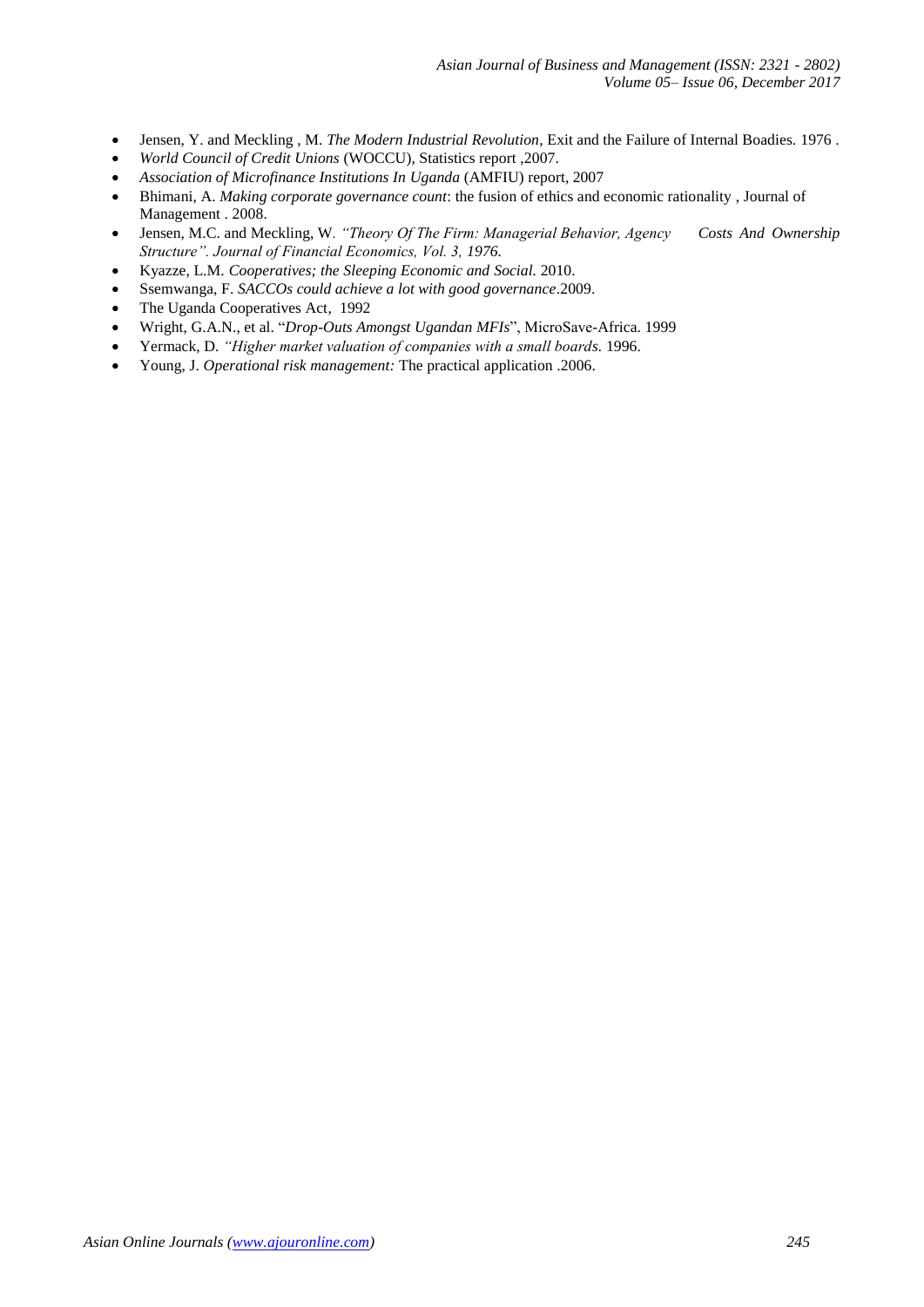- Jensen, Y. and Meckling , M. *The Modern Industrial Revolution*, Exit and the Failure of Internal Boadies. 1976 .
- *World Council of Credit Unions* (WOCCU), Statistics report ,2007.
- *Association of Microfinance Institutions In Uganda* (AMFIU) report, 2007
- Bhimani, A. *Making corporate governance count*: the fusion of ethics and economic rationality , Journal of Management . 2008.
- Jensen, M.C. and Meckling, W. *"Theory Of The Firm: Managerial Behavior, Agency Costs And Ownership Structure". Journal of Financial Economics, Vol. 3, 1976.*
- Kyazze, L.M. *Cooperatives; the Sleeping Economic and Social.* 2010.
- Ssemwanga, F. *SACCOs could achieve a lot with good governance*.2009.
- The Uganda Cooperatives Act, 1992
- Wright, G.A.N., et al. "*Drop-Outs Amongst Ugandan MFIs*", MicroSave-Africa. 1999
- Yermack, D. *"Higher market valuation of companies with a small boards.* 1996.
- Young, J. *Operational risk management:* The practical application .2006.